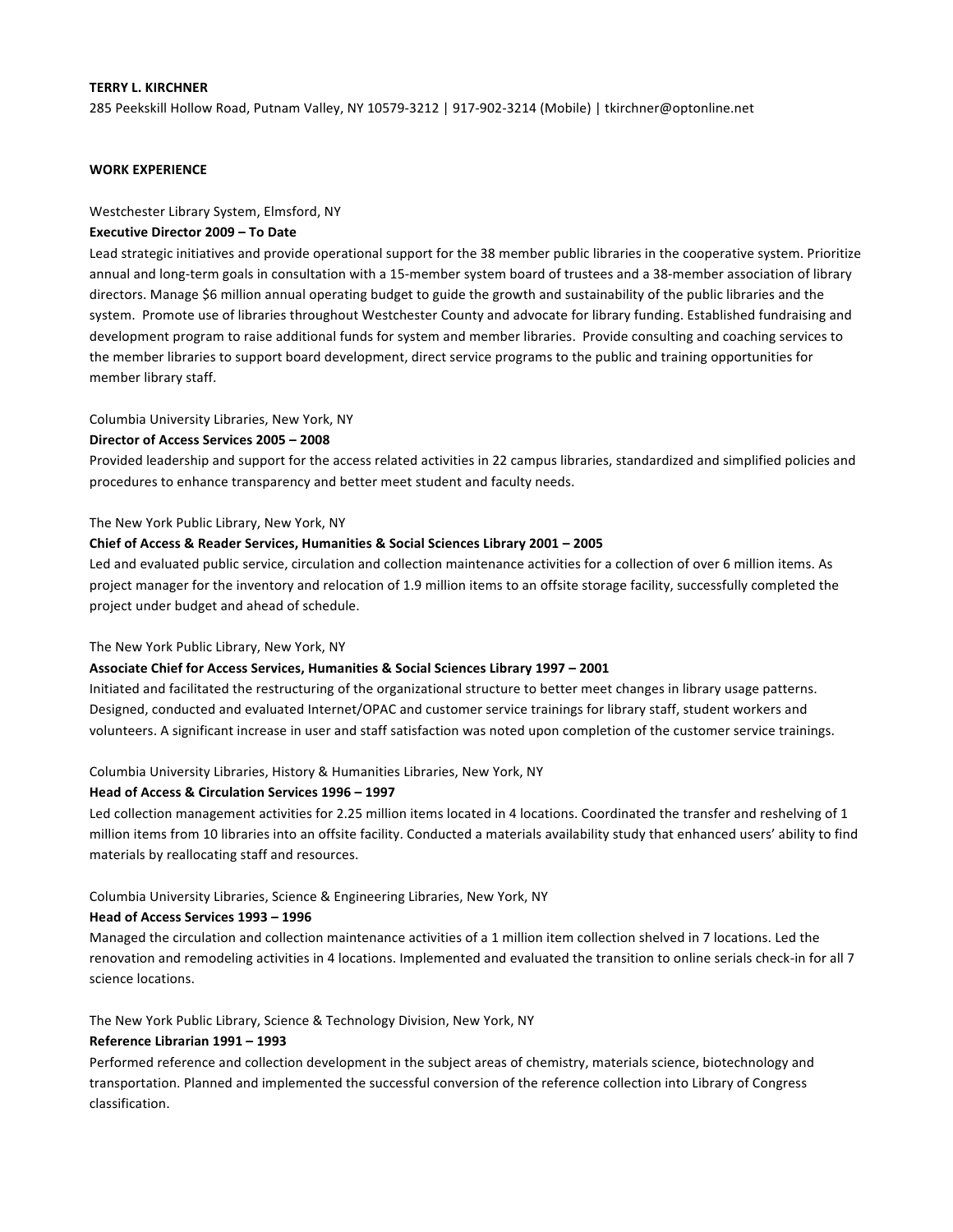**TERRY L. KIRCHNER**

285 Peekskill Hollow Road, Putnam Valley, NY 10579-3212 | 917-902-3214 (Mobile) | tkirchner@optonline.net

## WORK EXPERIENCE

Westchester Library System, Elmsford, NY

**Executive Director 2009 – To Date**

Lead strategic initiatives and provide operational support for the 38 member public libraries in the cooperative system. Prioritize annual and long-term goals in consultation with a 15-member system board of trustees and a 38-member association of library directors. Manage $6 million annual operating budget to guide the growth and sustainability of the public libraries and the system. Promote use of libraries throughout Westchester County and advocate for library funding. Established fundraising and development program to raise additional funds for system and member libraries. Provide consulting and coaching services to the member libraries to support board development, direct service programs to the public and training opportunities for member library staff.

Columbia University Libraries, New York, NY

**Director of Access Services 2005 – 2008**

Provided leadership and support for the access related activities in 22 campus libraries, standardized and simplified policies and procedures to enhance transparency and better meet student and faculty needs.

The New York Public Library, New York, NY

**Chief of Access & Reader Services, Humanities & Social Sciences Library 2001 – 2005**

Led and evaluated public service, circulation and collection maintenance activities for a collection of over 6 million items. As project manager for the inventory and relocation of 1.9 million items to an offsite storage facility, successfully completed the project under budget and ahead of schedule.

The New York Public Library, New York, NY

**Associate Chief for Access Services, Humanities & Social Sciences Library 1997 – 2001**

Initiated and facilitated the restructuring of the organizational structure to better meet changes in library usage patterns. Designed, conducted and evaluated Internet/OPAC and customer service trainings for library staff, student workers and volunteers. A significant increase in user and staff satisfaction was noted upon completion of the customer service trainings.

Columbia University Libraries, History & Humanities Libraries, New York, NY

**Head of Access & Circulation Services 1996 – 1997**

Led collection management activities for 2.25 million items located in 4 locations. Coordinated the transfer and reshelving of 1 million items from 10 libraries into an offsite facility. Conducted a materials availability study that enhanced users' ability to find materials by reallocating staff and resources.

Columbia University Libraries, Science & Engineering Libraries, New York, NY

**Head of Access Services 1993 – 1996**

Managed the circulation and collection maintenance activities of a 1 million item collection shelved in 7 locations. Led the renovation and remodeling activities in 4 locations. Implemented and evaluated the transition to online serials check-in for all 7 science locations.

The New York Public Library, Science & Technology Division, New York, NY

**Reference Librarian 1991 – 1993**

Performed reference and collection development in the subject areas of chemistry, materials science, biotechnology and transportation. Planned and implemented the successful conversion of the reference collection into Library of Congress classification.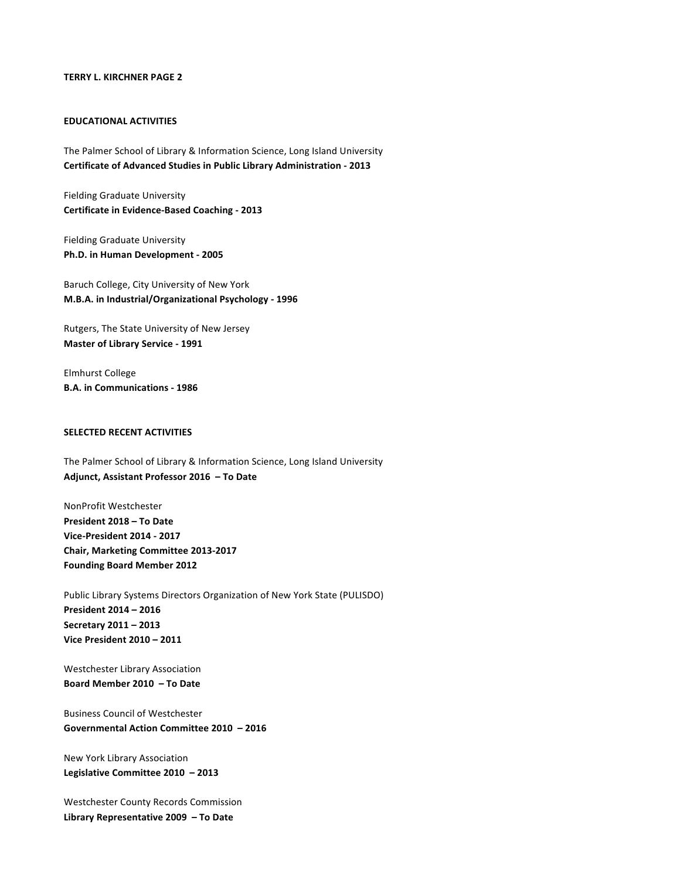## EDUCATIONAL ACTIVITIES

The Palmer School of Library & Information Science, Long Island University
**Certificate of Advanced Studies in Public Library Administration - 2013**

Fielding Graduate University
**Certificate in Evidence-Based Coaching - 2013**

Fielding Graduate University
**Ph.D. in Human Development - 2005**

Baruch College, City University of New York
**M.B.A. in Industrial/Organizational Psychology - 1996**

Rutgers, The State University of New Jersey
**Master of Library Service - 1991**

Elmhurst College
**B.A. in Communications - 1986**

## SELECTED RECENT ACTIVITIES

The Palmer School of Library & Information Science, Long Island University
**Adjunct, Assistant Professor 2016 – To Date**

NonProfit Westchester
**President 2018 – To Date**
**Vice-President 2014 - 2017**
**Chair, Marketing Committee 2013-2017**
**Founding Board Member 2012**

Public Library Systems Directors Organization of New York State (PULISDO)
**President 2014 – 2016**
**Secretary 2011 – 2013**
**Vice President 2010 – 2011**

Westchester Library Association
**Board Member 2010 – To Date**

Business Council of Westchester
**Governmental Action Committee 2010 – 2016**

New York Library Association
**Legislative Committee 2010 – 2013**

Westchester County Records Commission
**Library Representative 2009 – To Date**